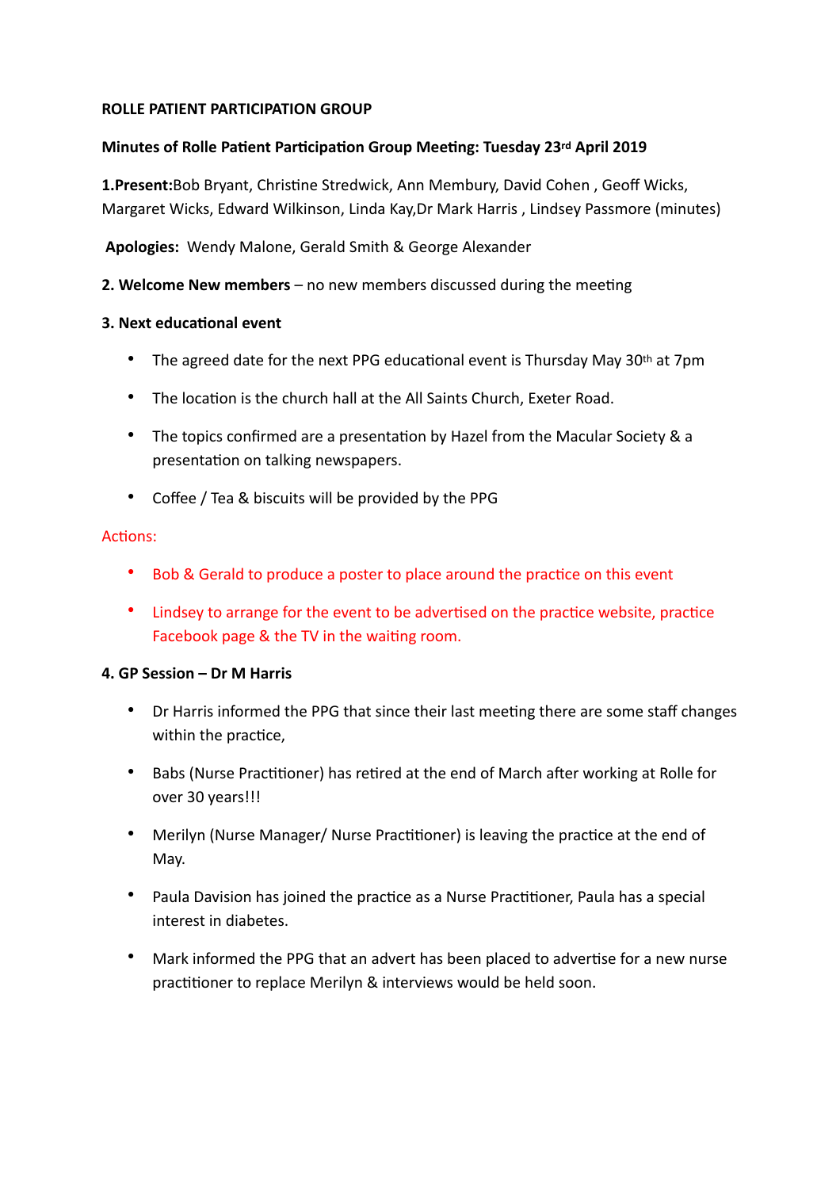**ROLLE PATIENT PARTICIPATION GROUP**

**Minutes of Rolle Patient Participation Group Meeting: Tuesday 23rd April 2019**

**1.Present:**Bob Bryant, Christine Stredwick, Ann Membury, David Cohen , Geoff Wicks, Margaret Wicks, Edward Wilkinson, Linda Kay,Dr Mark Harris , Lindsey Passmore (minutes)

**Apologies:** Wendy Malone, Gerald Smith & George Alexander

**2. Welcome New members** – no new members discussed during the meeting

**3. Next educational event**

- The agreed date for the next PPG educational event is Thursday May 30th at 7pm
- The location is the church hall at the All Saints Church, Exeter Road.
- The topics confirmed are a presentation by Hazel from the Macular Society & a presentation on talking newspapers.
- Coffee / Tea & biscuits will be provided by the PPG

Actions:

- Bob & Gerald to produce a poster to place around the practice on this event
- Lindsey to arrange for the event to be advertised on the practice website, practice Facebook page & the TV in the waiting room.

**4. GP Session – Dr M Harris**

- Dr Harris informed the PPG that since their last meeting there are some staff changes within the practice,
- Babs (Nurse Practitioner) has retired at the end of March after working at Rolle for over 30 years!!!
- Merilyn (Nurse Manager/ Nurse Practitioner) is leaving the practice at the end of May.
- Paula Davision has joined the practice as a Nurse Practitioner, Paula has a special interest in diabetes.
- Mark informed the PPG that an advert has been placed to advertise for a new nurse practitioner to replace Merilyn & interviews would be held soon.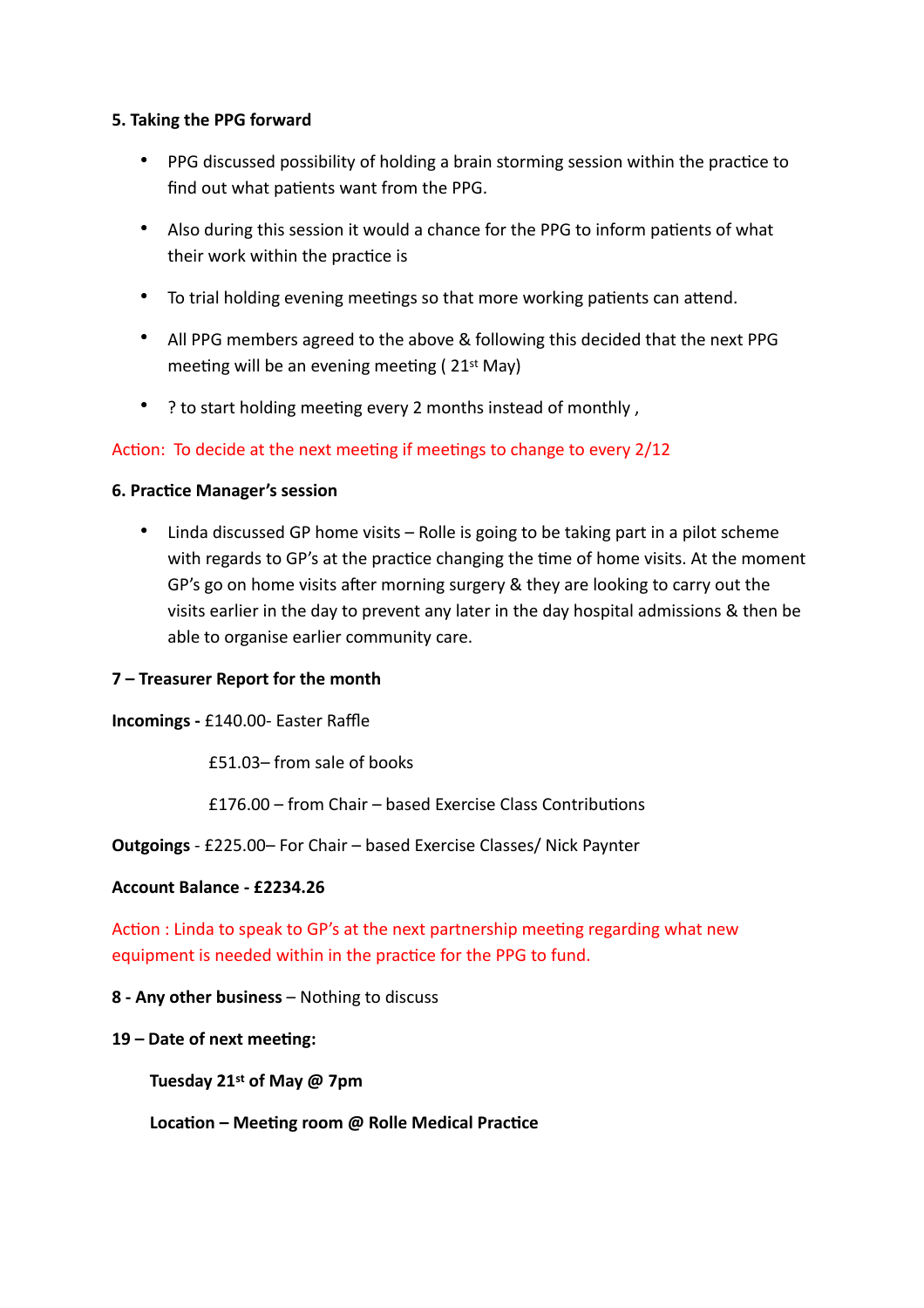**5. Taking the PPG forward**

- PPG discussed possibility of holding a brain storming session within the practice to find out what patients want from the PPG.
- Also during this session it would a chance for the PPG to inform patients of what their work within the practice is
- To trial holding evening meetings so that more working patients can attend.
- All PPG members agreed to the above & following this decided that the next PPG meeting will be an evening meeting ( 21st May)
- ? to start holding meeting every 2 months instead of monthly ,

Action: To decide at the next meeting if meetings to change to every 2/12

**6. Practice Manager's session**

- Linda discussed GP home visits – Rolle is going to be taking part in a pilot scheme with regards to GP's at the practice changing the time of home visits. At the moment GP's go on home visits after morning surgery & they are looking to carry out the visits earlier in the day to prevent any later in the day hospital admissions & then be able to organise earlier community care.

**7 – Treasurer Report for the month**

**Incomings -** £140.00- Easter Raffle

£51.03– from sale of books

£176.00 – from Chair – based Exercise Class Contributions

**Outgoings** - £225.00– For Chair – based Exercise Classes/ Nick Paynter

**Account Balance - £2234.26**

Action : Linda to speak to GP's at the next partnership meeting regarding what new equipment is needed within in the practice for the PPG to fund.

**8 - Any other business** – Nothing to discuss

**19 – Date of next meeting:**

**Tuesday 21st of May @ 7pm**

**Location – Meeting room @ Rolle Medical Practice**